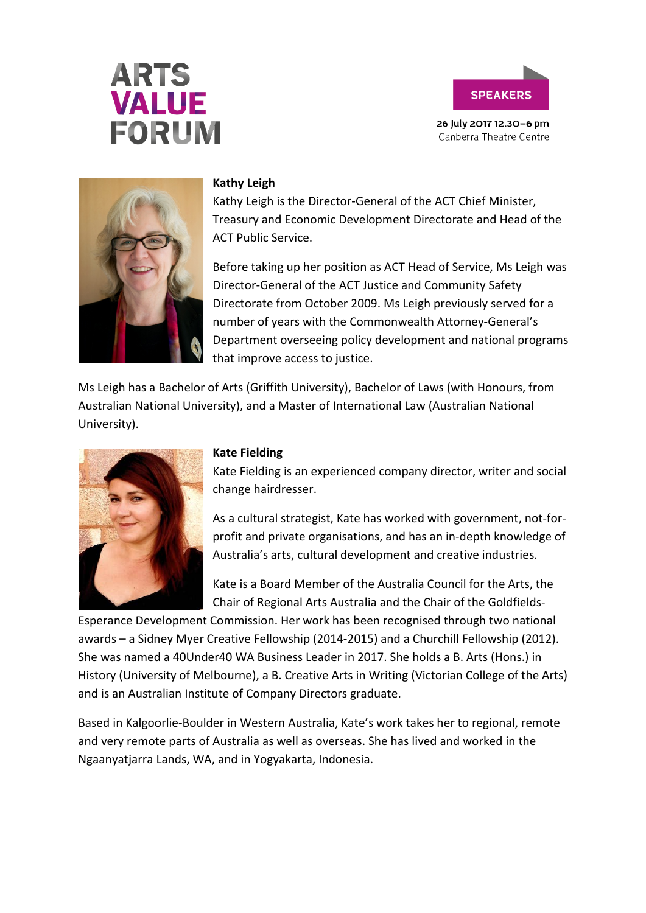# ARTS VALUE FORUM

**SPEAKERS**

26 July 2017 12.30–6 pm
Canberra Theatre Centre

### Kathy Leigh

Kathy Leigh is the Director-General of the ACT Chief Minister, Treasury and Economic Development Directorate and Head of the ACT Public Service.

Before taking up her position as ACT Head of Service, Ms Leigh was Director-General of the ACT Justice and Community Safety Directorate from October 2009. Ms Leigh previously served for a number of years with the Commonwealth Attorney-General's Department overseeing policy development and national programs that improve access to justice.

Ms Leigh has a Bachelor of Arts (Griffith University), Bachelor of Laws (with Honours, from Australian National University), and a Master of International Law (Australian National University).

### Kate Fielding

Kate Fielding is an experienced company director, writer and social change hairdresser.

As a cultural strategist, Kate has worked with government, not-for-profit and private organisations, and has an in-depth knowledge of Australia's arts, cultural development and creative industries.

Kate is a Board Member of the Australia Council for the Arts, the Chair of Regional Arts Australia and the Chair of the Goldfields-Esperance Development Commission. Her work has been recognised through two national awards – a Sidney Myer Creative Fellowship (2014-2015) and a Churchill Fellowship (2012). She was named a 40Under40 WA Business Leader in 2017. She holds a B. Arts (Hons.) in History (University of Melbourne), a B. Creative Arts in Writing (Victorian College of the Arts) and is an Australian Institute of Company Directors graduate.

Based in Kalgoorlie-Boulder in Western Australia, Kate's work takes her to regional, remote and very remote parts of Australia as well as overseas. She has lived and worked in the Ngaanyatjarra Lands, WA, and in Yogyakarta, Indonesia.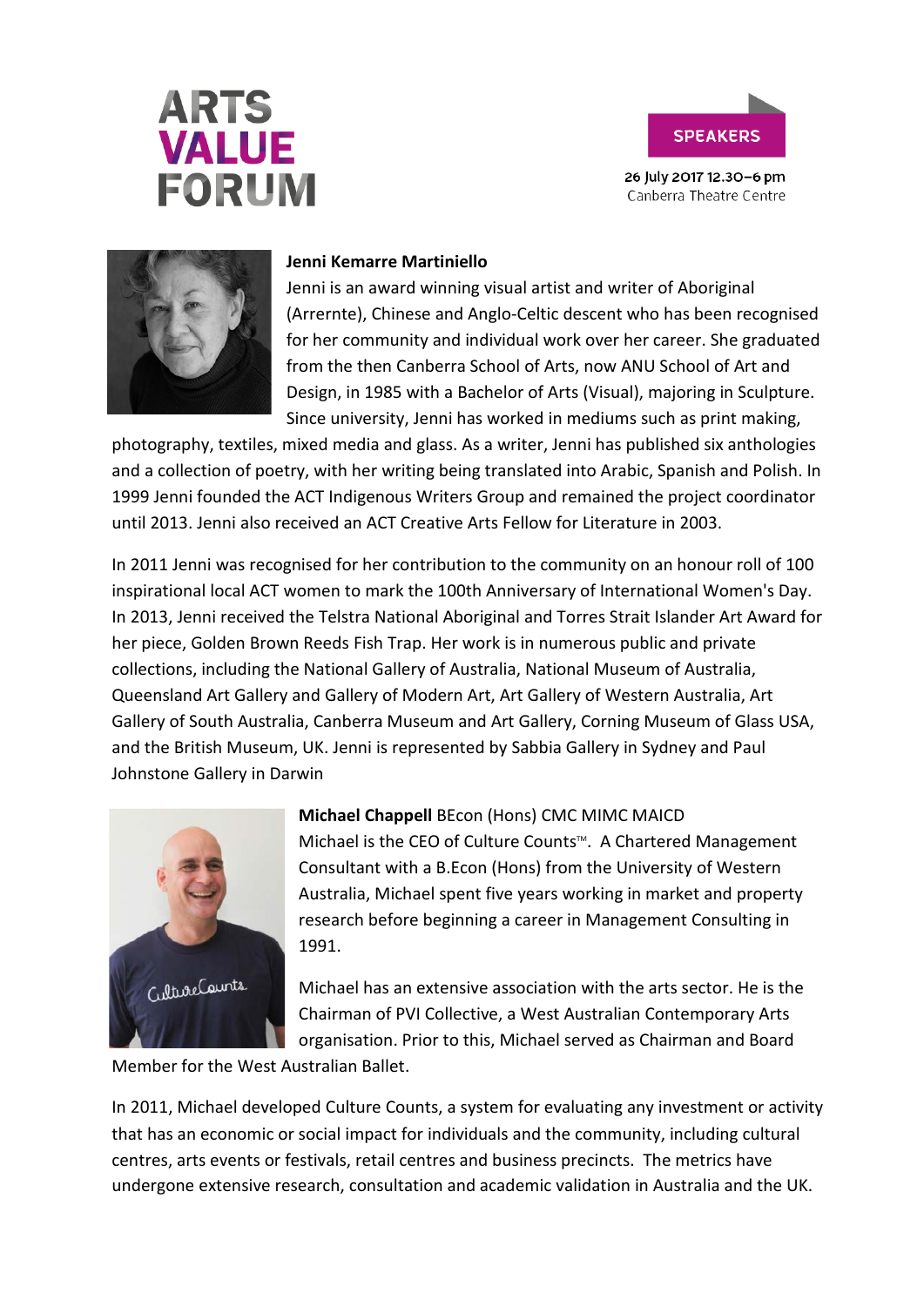**Jenni Kemarre Martiniello**

Jenni is an award winning visual artist and writer of Aboriginal (Arrernte), Chinese and Anglo-Celtic descent who has been recognised for her community and individual work over her career. She graduated from the then Canberra School of Arts, now ANU School of Art and Design, in 1985 with a Bachelor of Arts (Visual), majoring in Sculpture. Since university, Jenni has worked in mediums such as print making, photography, textiles, mixed media and glass. As a writer, Jenni has published six anthologies and a collection of poetry, with her writing being translated into Arabic, Spanish and Polish. In 1999 Jenni founded the ACT Indigenous Writers Group and remained the project coordinator until 2013. Jenni also received an ACT Creative Arts Fellow for Literature in 2003.

In 2011 Jenni was recognised for her contribution to the community on an honour roll of 100 inspirational local ACT women to mark the 100th Anniversary of International Women's Day. In 2013, Jenni received the Telstra National Aboriginal and Torres Strait Islander Art Award for her piece, Golden Brown Reeds Fish Trap. Her work is in numerous public and private collections, including the National Gallery of Australia, National Museum of Australia, Queensland Art Gallery and Gallery of Modern Art, Art Gallery of Western Australia, Art Gallery of South Australia, Canberra Museum and Art Gallery, Corning Museum of Glass USA, and the British Museum, UK. Jenni is represented by Sabbia Gallery in Sydney and Paul Johnstone Gallery in Darwin

**Michael Chappell** BEcon (Hons) CMC MIMC MAICD

Michael is the CEO of Culture Counts™. A Chartered Management Consultant with a B.Econ (Hons) from the University of Western Australia, Michael spent five years working in market and property research before beginning a career in Management Consulting in 1991.

Michael has an extensive association with the arts sector. He is the Chairman of PVI Collective, a West Australian Contemporary Arts organisation. Prior to this, Michael served as Chairman and Board Member for the West Australian Ballet.

In 2011, Michael developed Culture Counts, a system for evaluating any investment or activity that has an economic or social impact for individuals and the community, including cultural centres, arts events or festivals, retail centres and business precincts. The metrics have undergone extensive research, consultation and academic validation in Australia and the UK.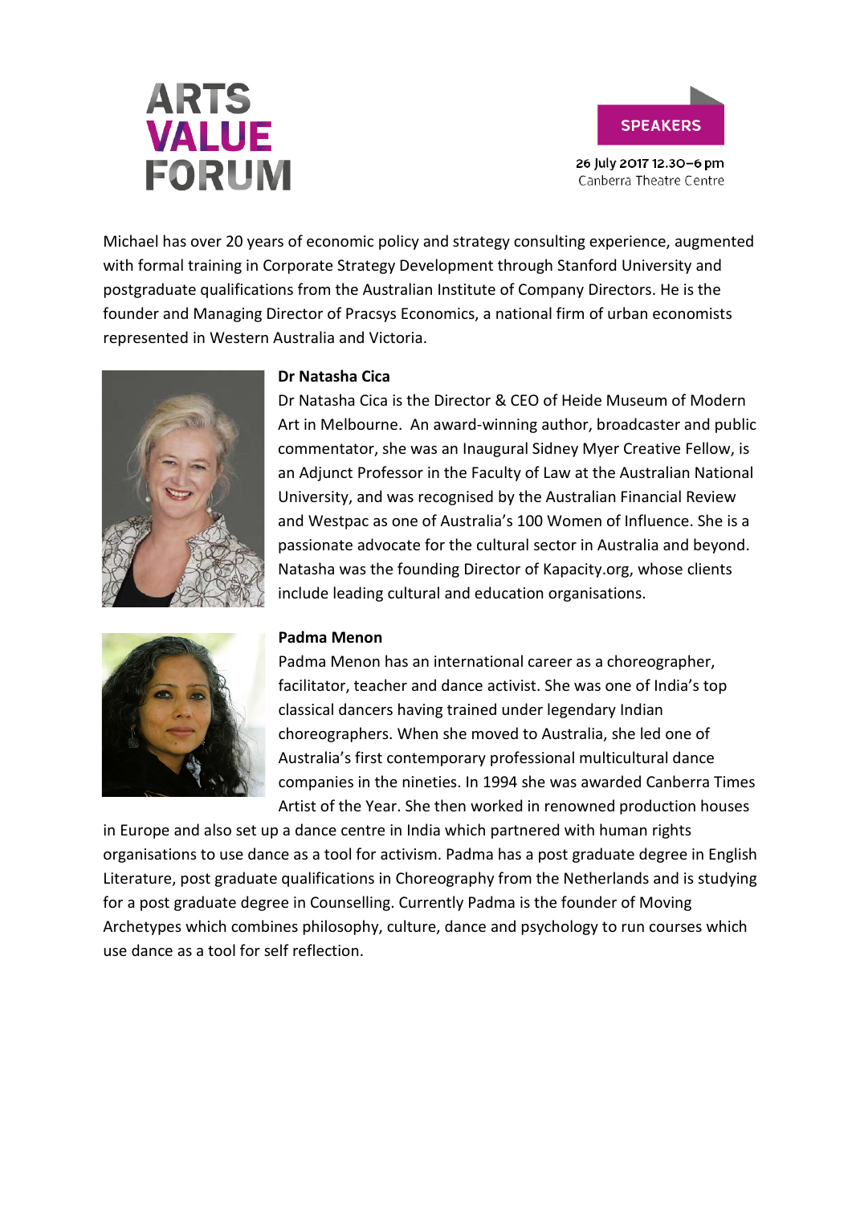Michael has over 20 years of economic policy and strategy consulting experience, augmented with formal training in Corporate Strategy Development through Stanford University and postgraduate qualifications from the Australian Institute of Company Directors. He is the founder and Managing Director of Pracsys Economics, a national firm of urban economists represented in Western Australia and Victoria.

**Dr Natasha Cica**

Dr Natasha Cica is the Director & CEO of Heide Museum of Modern Art in Melbourne. An award-winning author, broadcaster and public commentator, she was an Inaugural Sidney Myer Creative Fellow, is an Adjunct Professor in the Faculty of Law at the Australian National University, and was recognised by the Australian Financial Review and Westpac as one of Australia's 100 Women of Influence. She is a passionate advocate for the cultural sector in Australia and beyond. Natasha was the founding Director of Kapacity.org, whose clients include leading cultural and education organisations.

**Padma Menon**

Padma Menon has an international career as a choreographer, facilitator, teacher and dance activist. She was one of India's top classical dancers having trained under legendary Indian choreographers. When she moved to Australia, she led one of Australia's first contemporary professional multicultural dance companies in the nineties. In 1994 she was awarded Canberra Times Artist of the Year. She then worked in renowned production houses in Europe and also set up a dance centre in India which partnered with human rights organisations to use dance as a tool for activism. Padma has a post graduate degree in English Literature, post graduate qualifications in Choreography from the Netherlands and is studying for a post graduate degree in Counselling. Currently Padma is the founder of Moving Archetypes which combines philosophy, culture, dance and psychology to run courses which use dance as a tool for self reflection.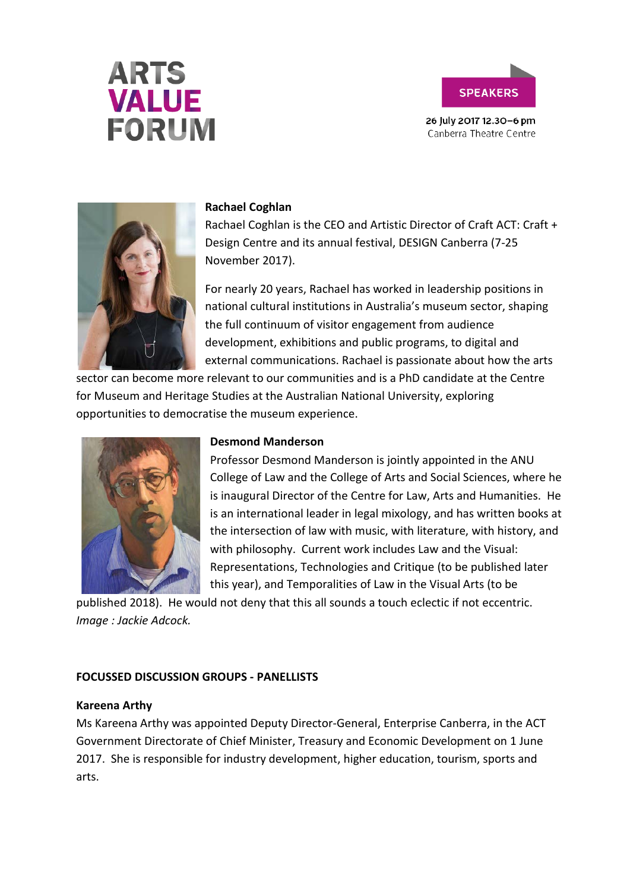**Rachael Coghlan**

Rachael Coghlan is the CEO and Artistic Director of Craft ACT: Craft + Design Centre and its annual festival, DESIGN Canberra (7-25 November 2017).

For nearly 20 years, Rachael has worked in leadership positions in national cultural institutions in Australia's museum sector, shaping the full continuum of visitor engagement from audience development, exhibitions and public programs, to digital and external communications. Rachael is passionate about how the arts sector can become more relevant to our communities and is a PhD candidate at the Centre for Museum and Heritage Studies at the Australian National University, exploring opportunities to democratise the museum experience.

**Desmond Manderson**

Professor Desmond Manderson is jointly appointed in the ANU College of Law and the College of Arts and Social Sciences, where he is inaugural Director of the Centre for Law, Arts and Humanities. He is an international leader in legal mixology, and has written books at the intersection of law with music, with literature, with history, and with philosophy. Current work includes Law and the Visual: Representations, Technologies and Critique (to be published later this year), and Temporalities of Law in the Visual Arts (to be published 2018). He would not deny that this all sounds a touch eclectic if not eccentric. *Image : Jackie Adcock.*

**FOCUSSED DISCUSSION GROUPS - PANELLISTS**

**Kareena Arthy**

Ms Kareena Arthy was appointed Deputy Director-General, Enterprise Canberra, in the ACT Government Directorate of Chief Minister, Treasury and Economic Development on 1 June 2017. She is responsible for industry development, higher education, tourism, sports and arts.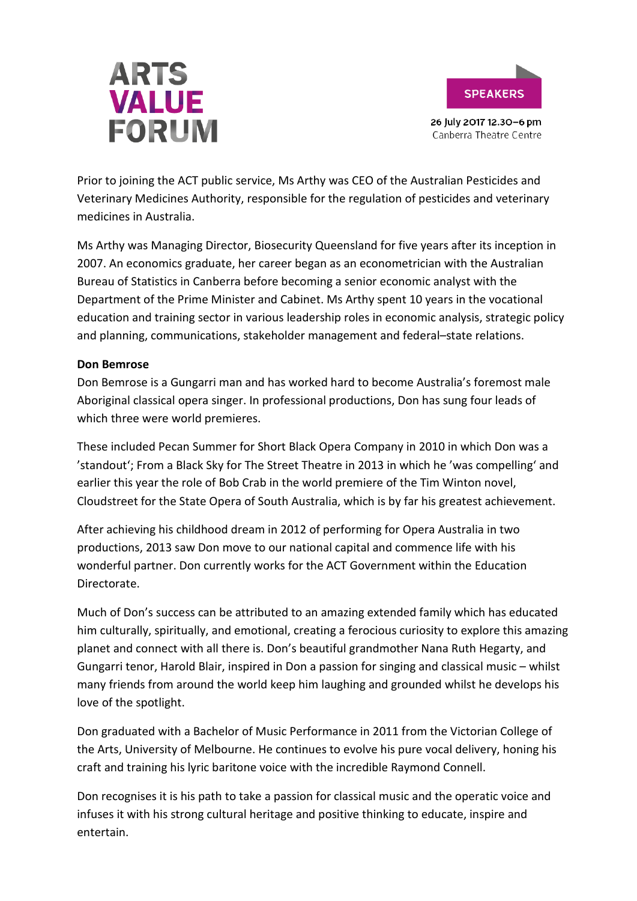Prior to joining the ACT public service, Ms Arthy was CEO of the Australian Pesticides and Veterinary Medicines Authority, responsible for the regulation of pesticides and veterinary medicines in Australia.

Ms Arthy was Managing Director, Biosecurity Queensland for five years after its inception in 2007. An economics graduate, her career began as an econometrician with the Australian Bureau of Statistics in Canberra before becoming a senior economic analyst with the Department of the Prime Minister and Cabinet. Ms Arthy spent 10 years in the vocational education and training sector in various leadership roles in economic analysis, strategic policy and planning, communications, stakeholder management and federal–state relations.

**Don Bemrose**

Don Bemrose is a Gungarri man and has worked hard to become Australia's foremost male Aboriginal classical opera singer. In professional productions, Don has sung four leads of which three were world premieres.

These included Pecan Summer for Short Black Opera Company in 2010 in which Don was a 'standout'; From a Black Sky for The Street Theatre in 2013 in which he 'was compelling' and earlier this year the role of Bob Crab in the world premiere of the Tim Winton novel, Cloudstreet for the State Opera of South Australia, which is by far his greatest achievement.

After achieving his childhood dream in 2012 of performing for Opera Australia in two productions, 2013 saw Don move to our national capital and commence life with his wonderful partner. Don currently works for the ACT Government within the Education Directorate.

Much of Don's success can be attributed to an amazing extended family which has educated him culturally, spiritually, and emotional, creating a ferocious curiosity to explore this amazing planet and connect with all there is. Don's beautiful grandmother Nana Ruth Hegarty, and Gungarri tenor, Harold Blair, inspired in Don a passion for singing and classical music – whilst many friends from around the world keep him laughing and grounded whilst he develops his love of the spotlight.

Don graduated with a Bachelor of Music Performance in 2011 from the Victorian College of the Arts, University of Melbourne. He continues to evolve his pure vocal delivery, honing his craft and training his lyric baritone voice with the incredible Raymond Connell.

Don recognises it is his path to take a passion for classical music and the operatic voice and infuses it with his strong cultural heritage and positive thinking to educate, inspire and entertain.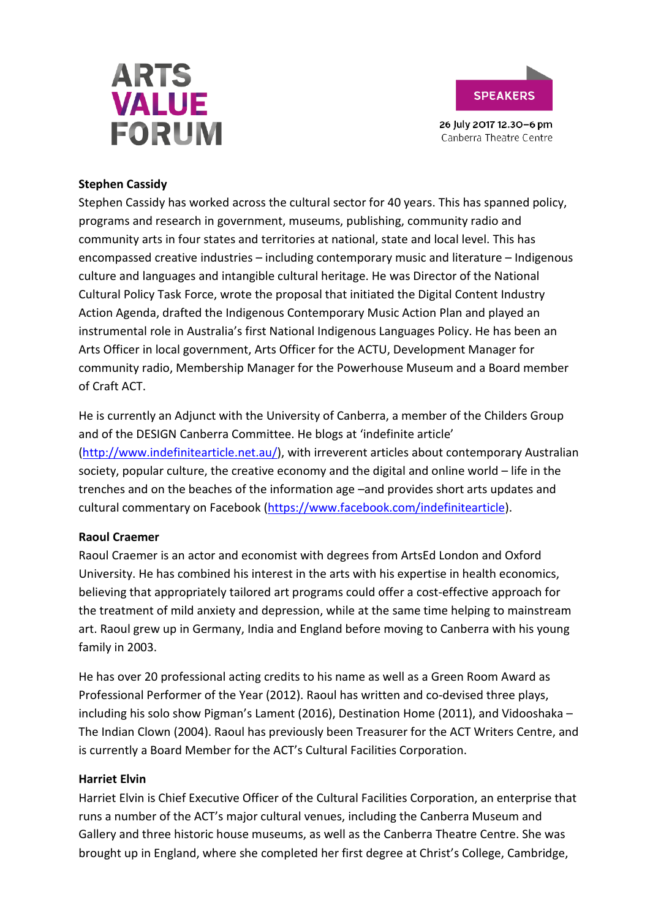## Stephen Cassidy

Stephen Cassidy has worked across the cultural sector for 40 years. This has spanned policy, programs and research in government, museums, publishing, community radio and community arts in four states and territories at national, state and local level. This has encompassed creative industries – including contemporary music and literature – Indigenous culture and languages and intangible cultural heritage. He was Director of the National Cultural Policy Task Force, wrote the proposal that initiated the Digital Content Industry Action Agenda, drafted the Indigenous Contemporary Music Action Plan and played an instrumental role in Australia's first National Indigenous Languages Policy. He has been an Arts Officer in local government, Arts Officer for the ACTU, Development Manager for community radio, Membership Manager for the Powerhouse Museum and a Board member of Craft ACT.

He is currently an Adjunct with the University of Canberra, a member of the Childers Group and of the DESIGN Canberra Committee. He blogs at 'indefinite article' (http://www.indefinitearticle.net.au/), with irreverent articles about contemporary Australian society, popular culture, the creative economy and the digital and online world – life in the trenches and on the beaches of the information age –and provides short arts updates and cultural commentary on Facebook (https://www.facebook.com/indefinitearticle).

## Raoul Craemer

Raoul Craemer is an actor and economist with degrees from ArtsEd London and Oxford University. He has combined his interest in the arts with his expertise in health economics, believing that appropriately tailored art programs could offer a cost-effective approach for the treatment of mild anxiety and depression, while at the same time helping to mainstream art. Raoul grew up in Germany, India and England before moving to Canberra with his young family in 2003.

He has over 20 professional acting credits to his name as well as a Green Room Award as Professional Performer of the Year (2012). Raoul has written and co-devised three plays, including his solo show Pigman's Lament (2016), Destination Home (2011), and Vidooshaka – The Indian Clown (2004). Raoul has previously been Treasurer for the ACT Writers Centre, and is currently a Board Member for the ACT's Cultural Facilities Corporation.

## Harriet Elvin

Harriet Elvin is Chief Executive Officer of the Cultural Facilities Corporation, an enterprise that runs a number of the ACT's major cultural venues, including the Canberra Museum and Gallery and three historic house museums, as well as the Canberra Theatre Centre. She was brought up in England, where she completed her first degree at Christ's College, Cambridge,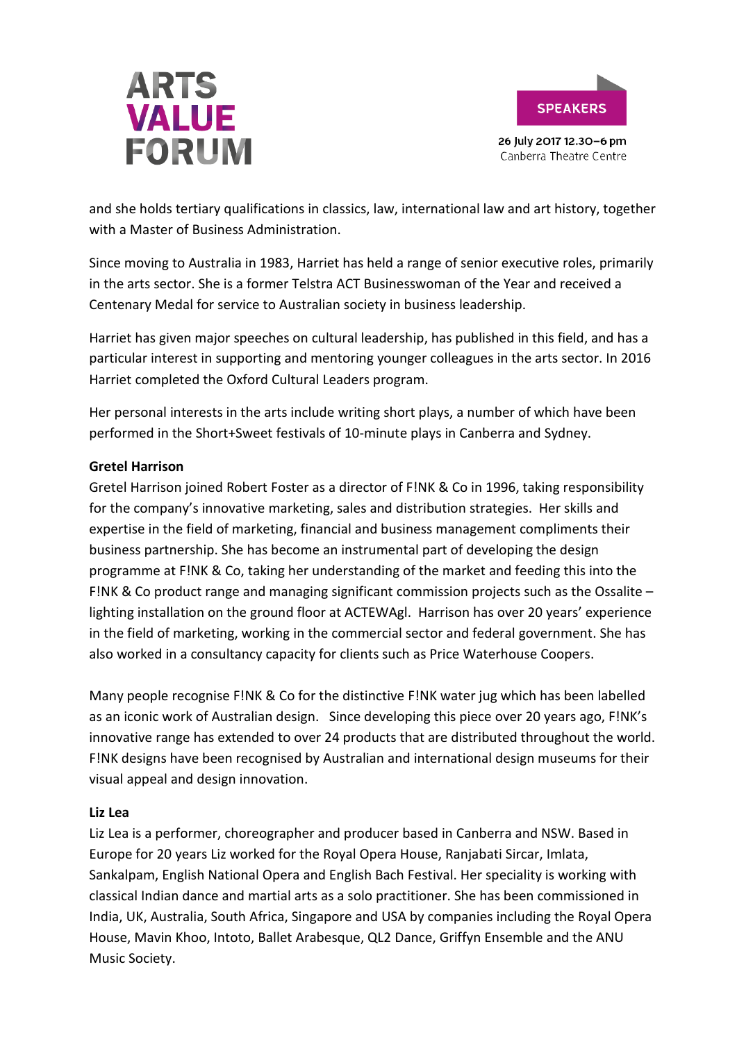and she holds tertiary qualifications in classics, law, international law and art history, together with a Master of Business Administration.

Since moving to Australia in 1983, Harriet has held a range of senior executive roles, primarily in the arts sector. She is a former Telstra ACT Businesswoman of the Year and received a Centenary Medal for service to Australian society in business leadership.

Harriet has given major speeches on cultural leadership, has published in this field, and has a particular interest in supporting and mentoring younger colleagues in the arts sector. In 2016 Harriet completed the Oxford Cultural Leaders program.

Her personal interests in the arts include writing short plays, a number of which have been performed in the Short+Sweet festivals of 10-minute plays in Canberra and Sydney.

**Gretel Harrison**
Gretel Harrison joined Robert Foster as a director of F!NK & Co in 1996, taking responsibility for the company's innovative marketing, sales and distribution strategies. Her skills and expertise in the field of marketing, financial and business management compliments their business partnership. She has become an instrumental part of developing the design programme at F!NK & Co, taking her understanding of the market and feeding this into the F!NK & Co product range and managing significant commission projects such as the Ossalite – lighting installation on the ground floor at ACTEWAgl. Harrison has over 20 years' experience in the field of marketing, working in the commercial sector and federal government. She has also worked in a consultancy capacity for clients such as Price Waterhouse Coopers.

Many people recognise F!NK & Co for the distinctive F!NK water jug which has been labelled as an iconic work of Australian design. Since developing this piece over 20 years ago, F!NK's innovative range has extended to over 24 products that are distributed throughout the world. F!NK designs have been recognised by Australian and international design museums for their visual appeal and design innovation.

**Liz Lea**
Liz Lea is a performer, choreographer and producer based in Canberra and NSW. Based in Europe for 20 years Liz worked for the Royal Opera House, Ranjabati Sircar, Imlata, Sankalpam, English National Opera and English Bach Festival. Her speciality is working with classical Indian dance and martial arts as a solo practitioner. She has been commissioned in India, UK, Australia, South Africa, Singapore and USA by companies including the Royal Opera House, Mavin Khoo, Intoto, Ballet Arabesque, QL2 Dance, Griffyn Ensemble and the ANU Music Society.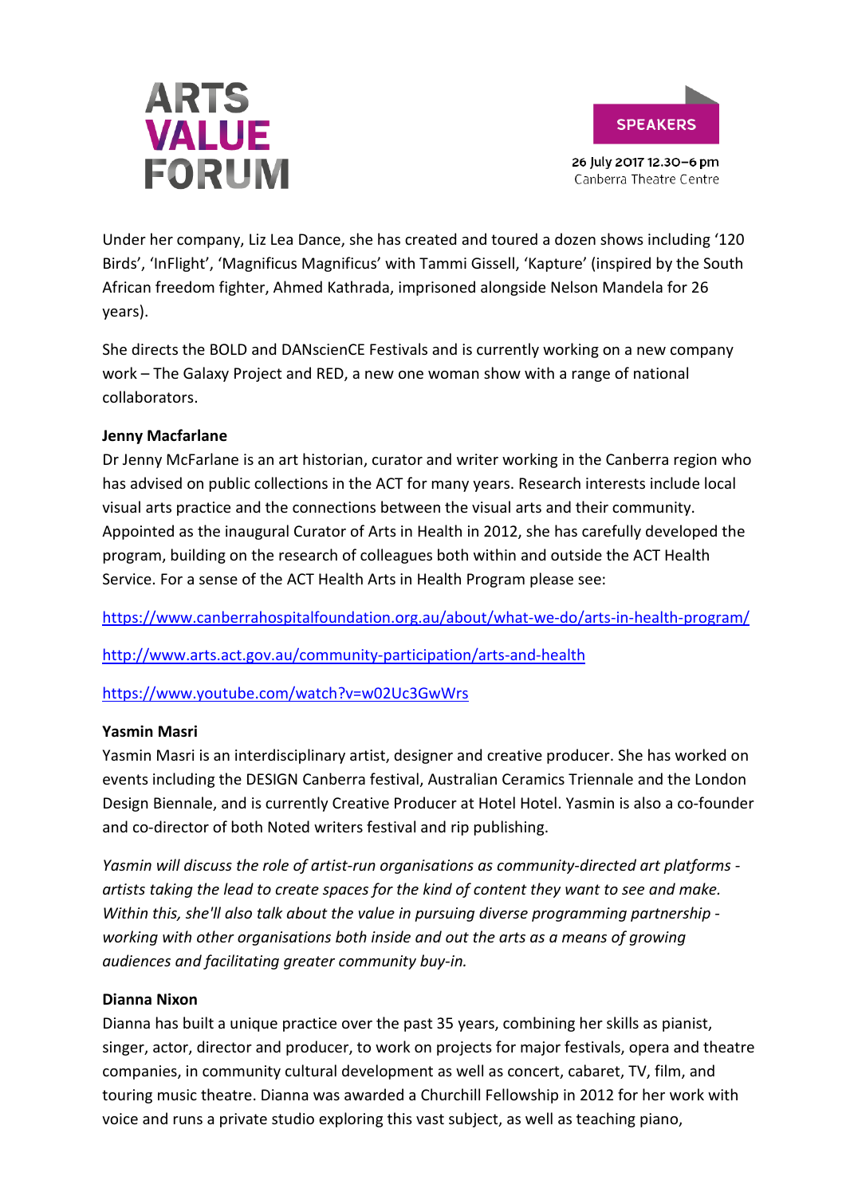Under her company, Liz Lea Dance, she has created and toured a dozen shows including '120 Birds', 'InFlight', 'Magnificus Magnificus' with Tammi Gissell, 'Kapture' (inspired by the South African freedom fighter, Ahmed Kathrada, imprisoned alongside Nelson Mandela for 26 years).

She directs the BOLD and DANscienCE Festivals and is currently working on a new company work – The Galaxy Project and RED, a new one woman show with a range of national collaborators.

**Jenny Macfarlane**

Dr Jenny McFarlane is an art historian, curator and writer working in the Canberra region who has advised on public collections in the ACT for many years. Research interests include local visual arts practice and the connections between the visual arts and their community. Appointed as the inaugural Curator of Arts in Health in 2012, she has carefully developed the program, building on the research of colleagues both within and outside the ACT Health Service. For a sense of the ACT Health Arts in Health Program please see:

https://www.canberrahospitalfoundation.org.au/about/what-we-do/arts-in-health-program/

http://www.arts.act.gov.au/community-participation/arts-and-health

https://www.youtube.com/watch?v=w02Uc3GwWrs

**Yasmin Masri**

Yasmin Masri is an interdisciplinary artist, designer and creative producer. She has worked on events including the DESIGN Canberra festival, Australian Ceramics Triennale and the London Design Biennale, and is currently Creative Producer at Hotel Hotel. Yasmin is also a co-founder and co-director of both Noted writers festival and rip publishing.

*Yasmin will discuss the role of artist-run organisations as community-directed art platforms - artists taking the lead to create spaces for the kind of content they want to see and make. Within this, she'll also talk about the value in pursuing diverse programming partnership - working with other organisations both inside and out the arts as a means of growing audiences and facilitating greater community buy-in.*

**Dianna Nixon**

Dianna has built a unique practice over the past 35 years, combining her skills as pianist, singer, actor, director and producer, to work on projects for major festivals, opera and theatre companies, in community cultural development as well as concert, cabaret, TV, film, and touring music theatre. Dianna was awarded a Churchill Fellowship in 2012 for her work with voice and runs a private studio exploring this vast subject, as well as teaching piano,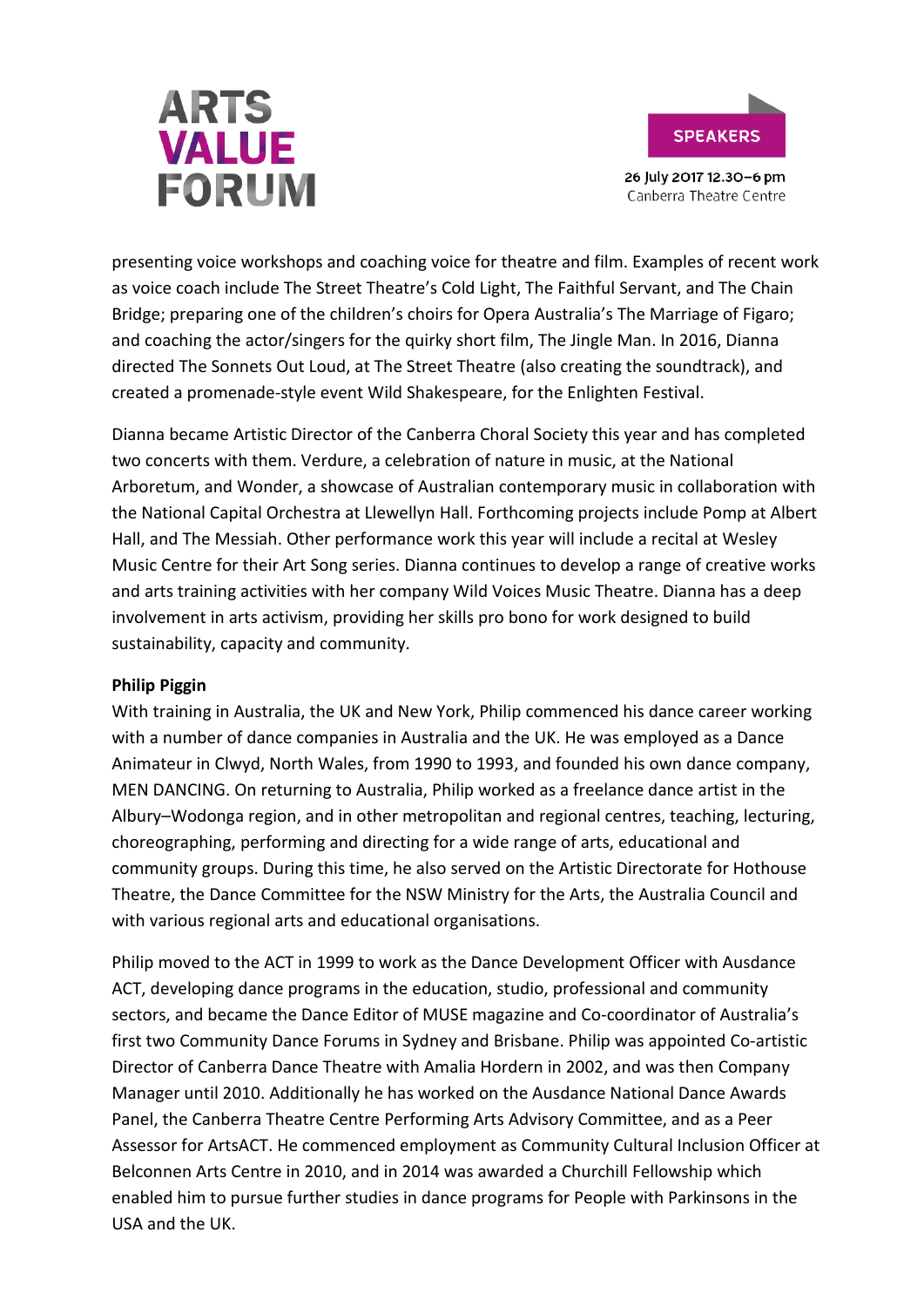presenting voice workshops and coaching voice for theatre and film. Examples of recent work as voice coach include The Street Theatre's Cold Light, The Faithful Servant, and The Chain Bridge; preparing one of the children's choirs for Opera Australia's The Marriage of Figaro; and coaching the actor/singers for the quirky short film, The Jingle Man. In 2016, Dianna directed The Sonnets Out Loud, at The Street Theatre (also creating the soundtrack), and created a promenade-style event Wild Shakespeare, for the Enlighten Festival.

Dianna became Artistic Director of the Canberra Choral Society this year and has completed two concerts with them. Verdure, a celebration of nature in music, at the National Arboretum, and Wonder, a showcase of Australian contemporary music in collaboration with the National Capital Orchestra at Llewellyn Hall. Forthcoming projects include Pomp at Albert Hall, and The Messiah. Other performance work this year will include a recital at Wesley Music Centre for their Art Song series. Dianna continues to develop a range of creative works and arts training activities with her company Wild Voices Music Theatre. Dianna has a deep involvement in arts activism, providing her skills pro bono for work designed to build sustainability, capacity and community.

**Philip Piggin**

With training in Australia, the UK and New York, Philip commenced his dance career working with a number of dance companies in Australia and the UK. He was employed as a Dance Animateur in Clwyd, North Wales, from 1990 to 1993, and founded his own dance company, MEN DANCING. On returning to Australia, Philip worked as a freelance dance artist in the Albury–Wodonga region, and in other metropolitan and regional centres, teaching, lecturing, choreographing, performing and directing for a wide range of arts, educational and community groups. During this time, he also served on the Artistic Directorate for Hothouse Theatre, the Dance Committee for the NSW Ministry for the Arts, the Australia Council and with various regional arts and educational organisations.

Philip moved to the ACT in 1999 to work as the Dance Development Officer with Ausdance ACT, developing dance programs in the education, studio, professional and community sectors, and became the Dance Editor of MUSE magazine and Co-coordinator of Australia's first two Community Dance Forums in Sydney and Brisbane. Philip was appointed Co-artistic Director of Canberra Dance Theatre with Amalia Hordern in 2002, and was then Company Manager until 2010. Additionally he has worked on the Ausdance National Dance Awards Panel, the Canberra Theatre Centre Performing Arts Advisory Committee, and as a Peer Assessor for ArtsACT. He commenced employment as Community Cultural Inclusion Officer at Belconnen Arts Centre in 2010, and in 2014 was awarded a Churchill Fellowship which enabled him to pursue further studies in dance programs for People with Parkinsons in the USA and the UK.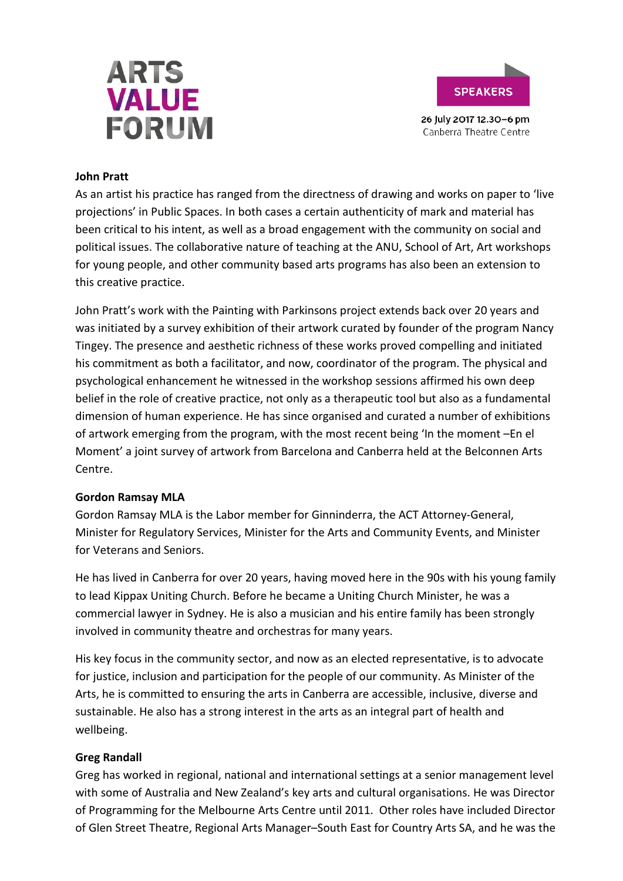**John Pratt**

As an artist his practice has ranged from the directness of drawing and works on paper to 'live projections' in Public Spaces. In both cases a certain authenticity of mark and material has been critical to his intent, as well as a broad engagement with the community on social and political issues. The collaborative nature of teaching at the ANU, School of Art, Art workshops for young people, and other community based arts programs has also been an extension to this creative practice.

John Pratt's work with the Painting with Parkinsons project extends back over 20 years and was initiated by a survey exhibition of their artwork curated by founder of the program Nancy Tingey. The presence and aesthetic richness of these works proved compelling and initiated his commitment as both a facilitator, and now, coordinator of the program. The physical and psychological enhancement he witnessed in the workshop sessions affirmed his own deep belief in the role of creative practice, not only as a therapeutic tool but also as a fundamental dimension of human experience. He has since organised and curated a number of exhibitions of artwork emerging from the program, with the most recent being 'In the moment –En el Moment' a joint survey of artwork from Barcelona and Canberra held at the Belconnen Arts Centre.

**Gordon Ramsay MLA**

Gordon Ramsay MLA is the Labor member for Ginninderra, the ACT Attorney-General, Minister for Regulatory Services, Minister for the Arts and Community Events, and Minister for Veterans and Seniors.

He has lived in Canberra for over 20 years, having moved here in the 90s with his young family to lead Kippax Uniting Church. Before he became a Uniting Church Minister, he was a commercial lawyer in Sydney. He is also a musician and his entire family has been strongly involved in community theatre and orchestras for many years.

His key focus in the community sector, and now as an elected representative, is to advocate for justice, inclusion and participation for the people of our community. As Minister of the Arts, he is committed to ensuring the arts in Canberra are accessible, inclusive, diverse and sustainable. He also has a strong interest in the arts as an integral part of health and wellbeing.

**Greg Randall**

Greg has worked in regional, national and international settings at a senior management level with some of Australia and New Zealand's key arts and cultural organisations. He was Director of Programming for the Melbourne Arts Centre until 2011. Other roles have included Director of Glen Street Theatre, Regional Arts Manager–South East for Country Arts SA, and he was the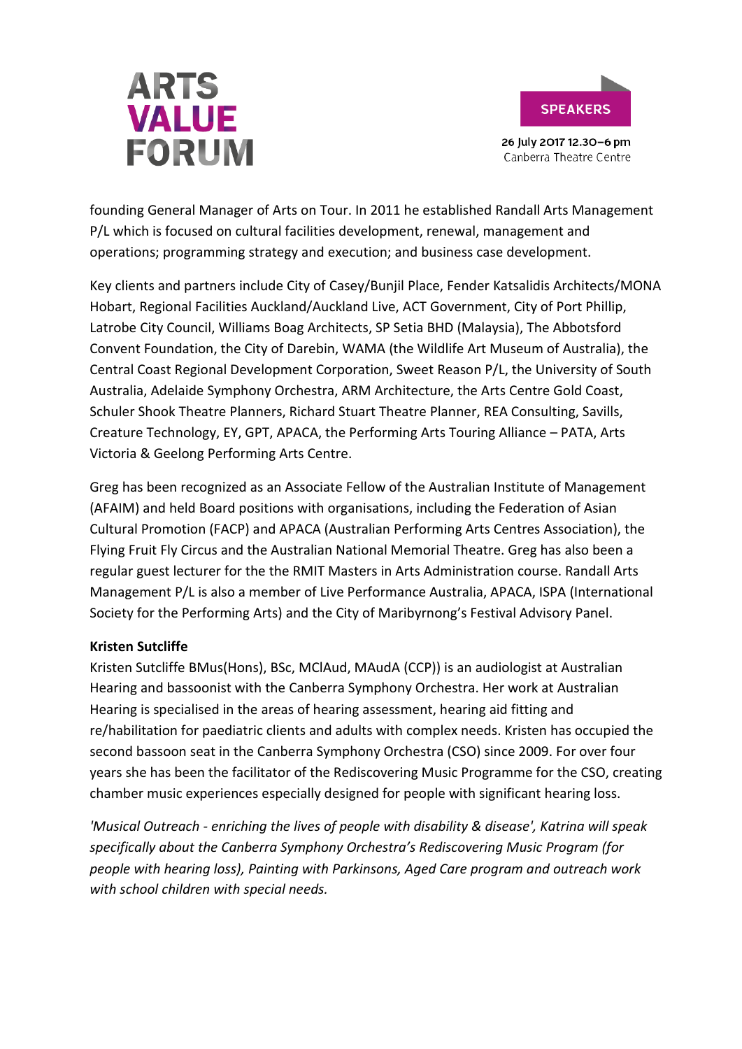founding General Manager of Arts on Tour. In 2011 he established Randall Arts Management P/L which is focused on cultural facilities development, renewal, management and operations; programming strategy and execution; and business case development.

Key clients and partners include City of Casey/Bunjil Place, Fender Katsalidis Architects/MONA Hobart, Regional Facilities Auckland/Auckland Live, ACT Government, City of Port Phillip, Latrobe City Council, Williams Boag Architects, SP Setia BHD (Malaysia), The Abbotsford Convent Foundation, the City of Darebin, WAMA (the Wildlife Art Museum of Australia), the Central Coast Regional Development Corporation, Sweet Reason P/L, the University of South Australia, Adelaide Symphony Orchestra, ARM Architecture, the Arts Centre Gold Coast, Schuler Shook Theatre Planners, Richard Stuart Theatre Planner, REA Consulting, Savills, Creature Technology, EY, GPT, APACA, the Performing Arts Touring Alliance – PATA, Arts Victoria & Geelong Performing Arts Centre.

Greg has been recognized as an Associate Fellow of the Australian Institute of Management (AFAIM) and held Board positions with organisations, including the Federation of Asian Cultural Promotion (FACP) and APACA (Australian Performing Arts Centres Association), the Flying Fruit Fly Circus and the Australian National Memorial Theatre. Greg has also been a regular guest lecturer for the the RMIT Masters in Arts Administration course. Randall Arts Management P/L is also a member of Live Performance Australia, APACA, ISPA (International Society for the Performing Arts) and the City of Maribyrnong's Festival Advisory Panel.

**Kristen Sutcliffe**

Kristen Sutcliffe BMus(Hons), BSc, MClAud, MAudA (CCP)) is an audiologist at Australian Hearing and bassoonist with the Canberra Symphony Orchestra. Her work at Australian Hearing is specialised in the areas of hearing assessment, hearing aid fitting and re/habilitation for paediatric clients and adults with complex needs. Kristen has occupied the second bassoon seat in the Canberra Symphony Orchestra (CSO) since 2009. For over four years she has been the facilitator of the Rediscovering Music Programme for the CSO, creating chamber music experiences especially designed for people with significant hearing loss.

*'Musical Outreach - enriching the lives of people with disability & disease', Katrina will speak specifically about the Canberra Symphony Orchestra's Rediscovering Music Program (for people with hearing loss), Painting with Parkinsons, Aged Care program and outreach work with school children with special needs.*